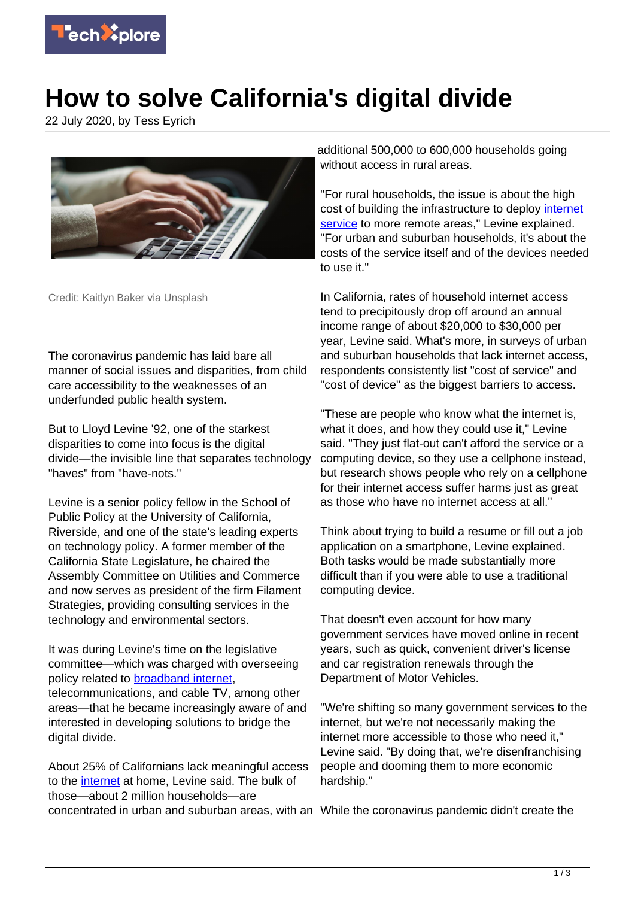# How to solve California's digital divide

22 July 2020, by Tess Eyrich

Credit: Kaitlyn Baker via Unsplash

The coronavirus pandemic has laid bare all manner of social issues and disparities, from child care accessibility to the weaknesses of an underfunded public health system.

But to Lloyd Levine '92, one of the starkest disparities to come into focus is the digital divide—the invisible line that separates technology "haves" from "have-nots."

Levine is a senior policy fellow in the School of Public Policy at the University of California, Riverside, and one of the state's leading experts on technology policy. A former member of the California State Legislature, he chaired the Assembly Committee on Utilities and Commerce and now serves as president of the firm Filament Strategies, providing consulting services in the technology and environmental sectors.

It was during Levine's time on the legislative committee—which was charged with overseeing policy related to broadband internet, telecommunications, and cable TV, among other areas—that he became increasingly aware of and interested in developing solutions to bridge the digital divide.

About 25% of Californians lack meaningful access to the internet at home, Levine said. The bulk of those—about 2 million households—are concentrated in urban and suburban areas, with an additional 500,000 to 600,000 households going without access in rural areas.

"For rural households, the issue is about the high cost of building the infrastructure to deploy internet service to more remote areas," Levine explained. "For urban and suburban households, it's about the costs of the service itself and of the devices needed to use it."

In California, rates of household internet access tend to precipitously drop off around an annual income range of about $20,000 to $30,000 per year, Levine said. What's more, in surveys of urban and suburban households that lack internet access, respondents consistently list "cost of service" and "cost of device" as the biggest barriers to access.

"These are people who know what the internet is, what it does, and how they could use it," Levine said. "They just flat-out can't afford the service or a computing device, so they use a cellphone instead, but research shows people who rely on a cellphone for their internet access suffer harms just as great as those who have no internet access at all."

Think about trying to build a resume or fill out a job application on a smartphone, Levine explained. Both tasks would be made substantially more difficult than if you were able to use a traditional computing device.

That doesn't even account for how many government services have moved online in recent years, such as quick, convenient driver's license and car registration renewals through the Department of Motor Vehicles.

"We're shifting so many government services to the internet, but we're not necessarily making the internet more accessible to those who need it," Levine said. "By doing that, we're disenfranchising people and dooming them to more economic hardship."

While the coronavirus pandemic didn't create the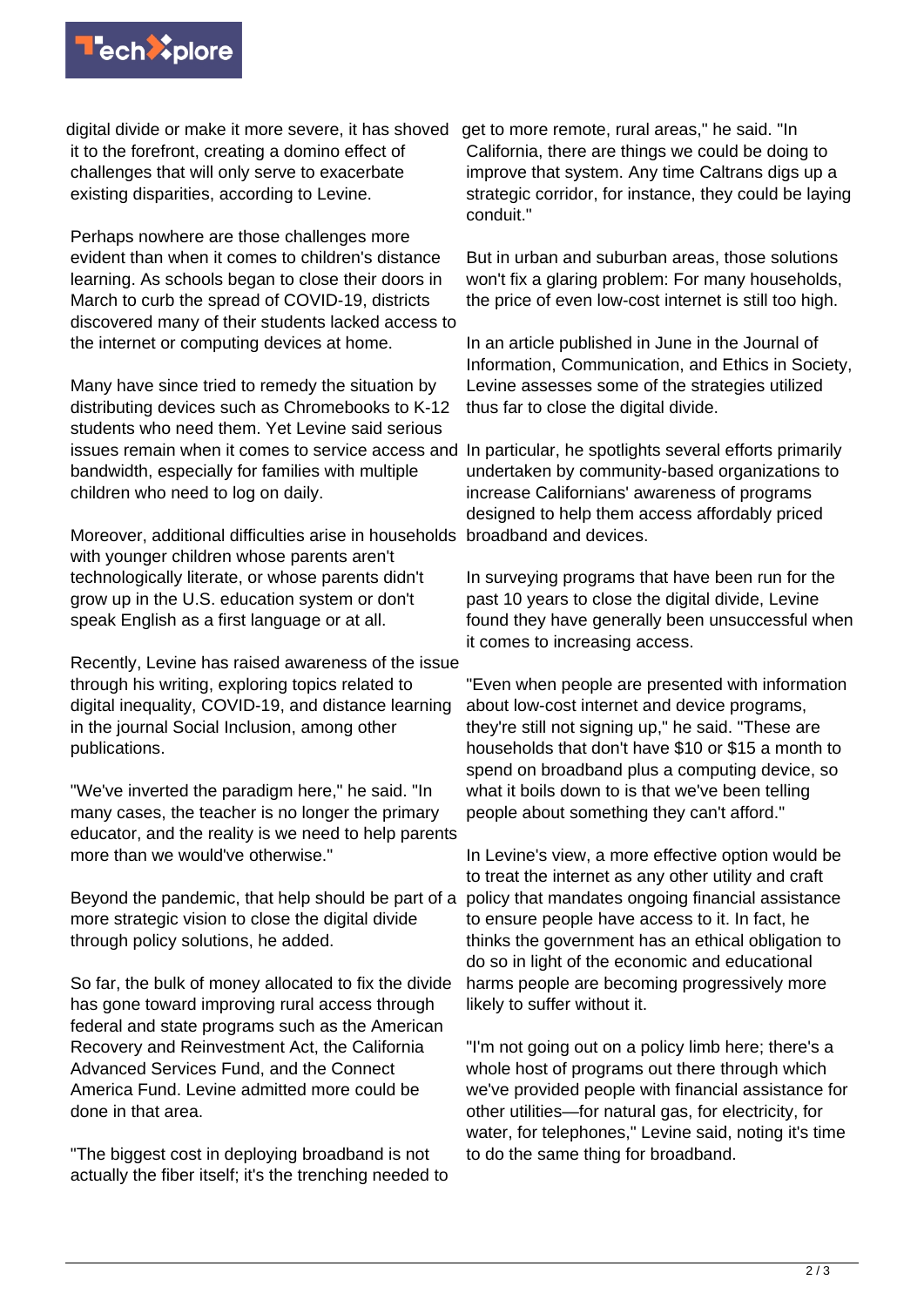digital divide or make it more severe, it has shoved it to the forefront, creating a domino effect of challenges that will only serve to exacerbate existing disparities, according to Levine.

Perhaps nowhere are those challenges more evident than when it comes to children's distance learning. As schools began to close their doors in March to curb the spread of COVID-19, districts discovered many of their students lacked access to the internet or computing devices at home.

Many have since tried to remedy the situation by distributing devices such as Chromebooks to K-12 students who need them. Yet Levine said serious issues remain when it comes to service access and bandwidth, especially for families with multiple children who need to log on daily.

Moreover, additional difficulties arise in households with younger children whose parents aren't technologically literate, or whose parents didn't grow up in the U.S. education system or don't speak English as a first language or at all.

Recently, Levine has raised awareness of the issue through his writing, exploring topics related to digital inequality, COVID-19, and distance learning in the journal Social Inclusion, among other publications.

"We've inverted the paradigm here," he said. "In many cases, the teacher is no longer the primary educator, and the reality is we need to help parents more than we would've otherwise."

Beyond the pandemic, that help should be part of a more strategic vision to close the digital divide through policy solutions, he added.

So far, the bulk of money allocated to fix the divide has gone toward improving rural access through federal and state programs such as the American Recovery and Reinvestment Act, the California Advanced Services Fund, and the Connect America Fund. Levine admitted more could be done in that area.

"The biggest cost in deploying broadband is not actually the fiber itself; it's the trenching needed to get to more remote, rural areas," he said. "In California, there are things we could be doing to improve that system. Any time Caltrans digs up a strategic corridor, for instance, they could be laying conduit."

But in urban and suburban areas, those solutions won't fix a glaring problem: For many households, the price of even low-cost internet is still too high.

In an article published in June in the Journal of Information, Communication, and Ethics in Society, Levine assesses some of the strategies utilized thus far to close the digital divide.

In particular, he spotlights several efforts primarily undertaken by community-based organizations to increase Californians' awareness of programs designed to help them access affordably priced broadband and devices.

In surveying programs that have been run for the past 10 years to close the digital divide, Levine found they have generally been unsuccessful when it comes to increasing access.

"Even when people are presented with information about low-cost internet and device programs, they're still not signing up," he said. "These are households that don't have $10 or $15 a month to spend on broadband plus a computing device, so what it boils down to is that we've been telling people about something they can't afford."

In Levine's view, a more effective option would be to treat the internet as any other utility and craft policy that mandates ongoing financial assistance to ensure people have access to it. In fact, he thinks the government has an ethical obligation to do so in light of the economic and educational harms people are becoming progressively more likely to suffer without it.

"I'm not going out on a policy limb here; there's a whole host of programs out there through which we've provided people with financial assistance for other utilities—for natural gas, for electricity, for water, for telephones," Levine said, noting it's time to do the same thing for broadband.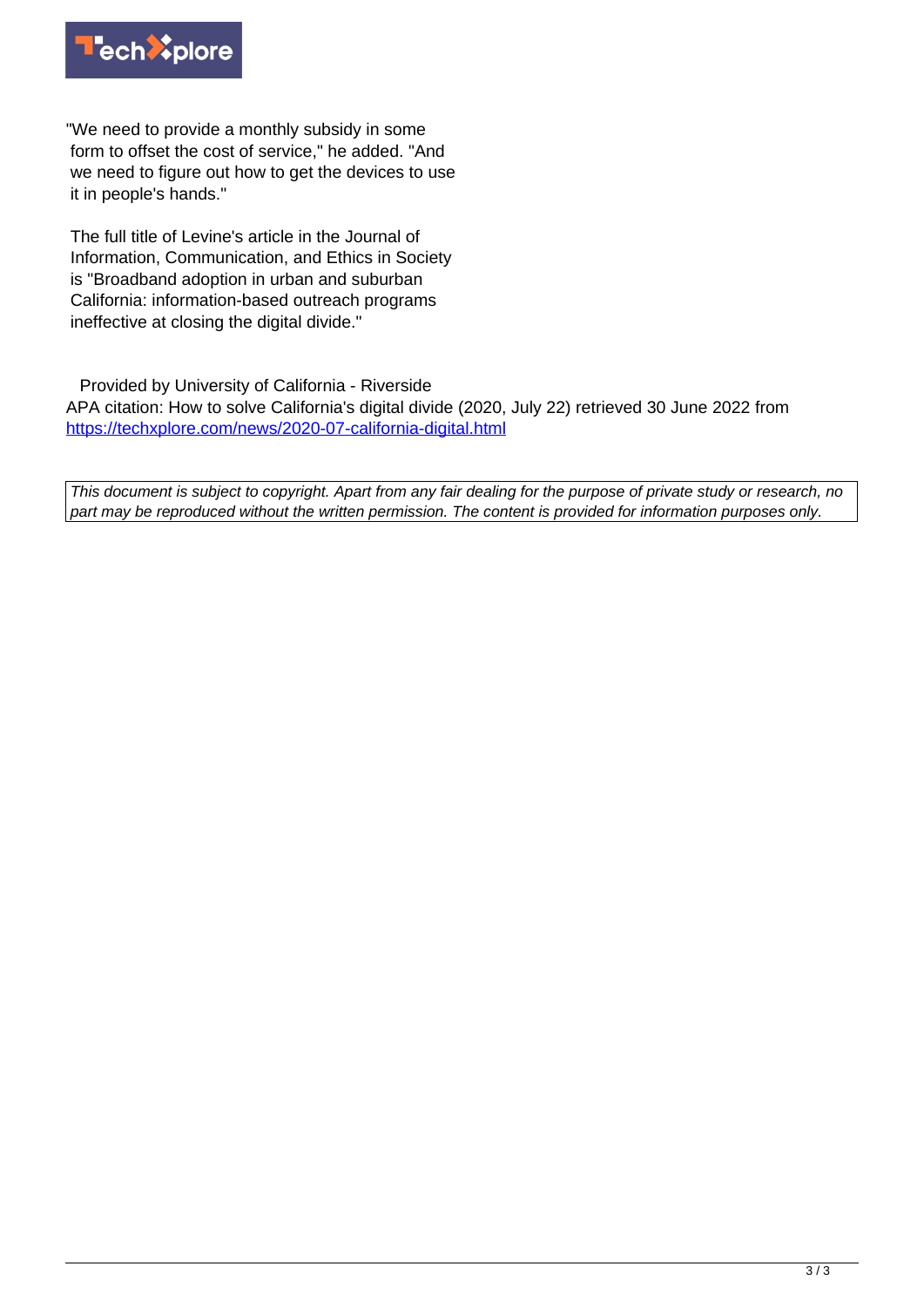"We need to provide a monthly subsidy in some form to offset the cost of service," he added. "And we need to figure out how to get the devices to use it in people's hands."

The full title of Levine's article in the Journal of Information, Communication, and Ethics in Society is "Broadband adoption in urban and suburban California: information-based outreach programs ineffective at closing the digital divide."

Provided by University of California - Riverside

APA citation: How to solve California's digital divide (2020, July 22) retrieved 30 June 2022 from https://techxplore.com/news/2020-07-california-digital.html

*This document is subject to copyright. Apart from any fair dealing for the purpose of private study or research, no part may be reproduced without the written permission. The content is provided for information purposes only.*